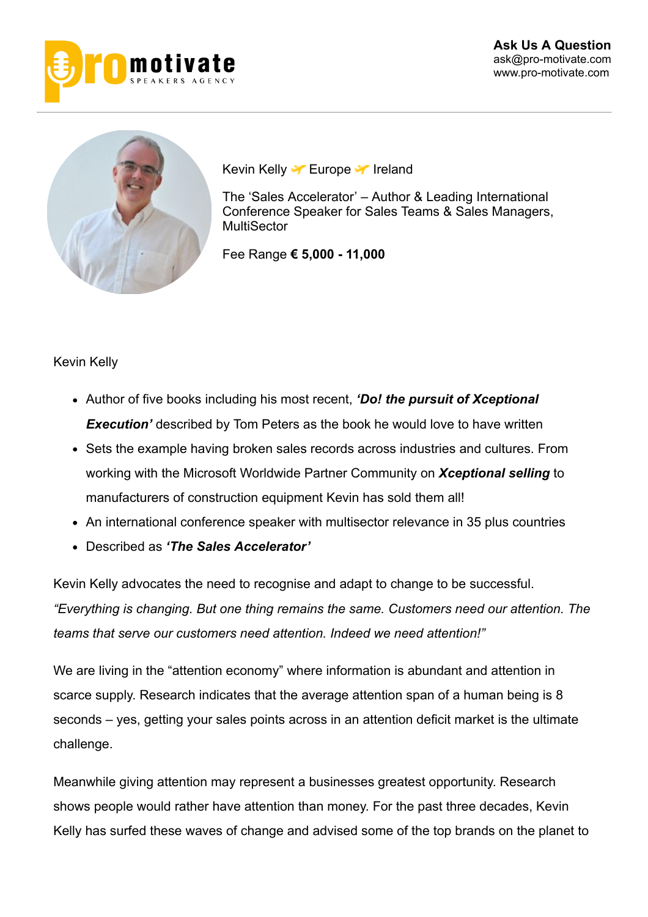**Ask Us A Question**
ask@pro-motivate.com
www.pro-motivate.com

Kevin Kelly ✈ Europe ✈ Ireland

The 'Sales Accelerator' – Author & Leading International Conference Speaker for Sales Teams & Sales Managers, MultiSector

Fee Range **€ 5,000 - 11,000**

Kevin Kelly

- Author of five books including his most recent, ***'Do! the pursuit of Xceptional Execution'*** described by Tom Peters as the book he would love to have written
- Sets the example having broken sales records across industries and cultures. From working with the Microsoft Worldwide Partner Community on ***Xceptional selling*** to manufacturers of construction equipment Kevin has sold them all!
- An international conference speaker with multisector relevance in 35 plus countries
- Described as ***'The Sales Accelerator'***

Kevin Kelly advocates the need to recognise and adapt to change to be successful. *"Everything is changing. But one thing remains the same. Customers need our attention. The teams that serve our customers need attention. Indeed we need attention!"*

We are living in the "attention economy" where information is abundant and attention in scarce supply. Research indicates that the average attention span of a human being is 8 seconds – yes, getting your sales points across in an attention deficit market is the ultimate challenge.

Meanwhile giving attention may represent a businesses greatest opportunity. Research shows people would rather have attention than money. For the past three decades, Kevin Kelly has surfed these waves of change and advised some of the top brands on the planet to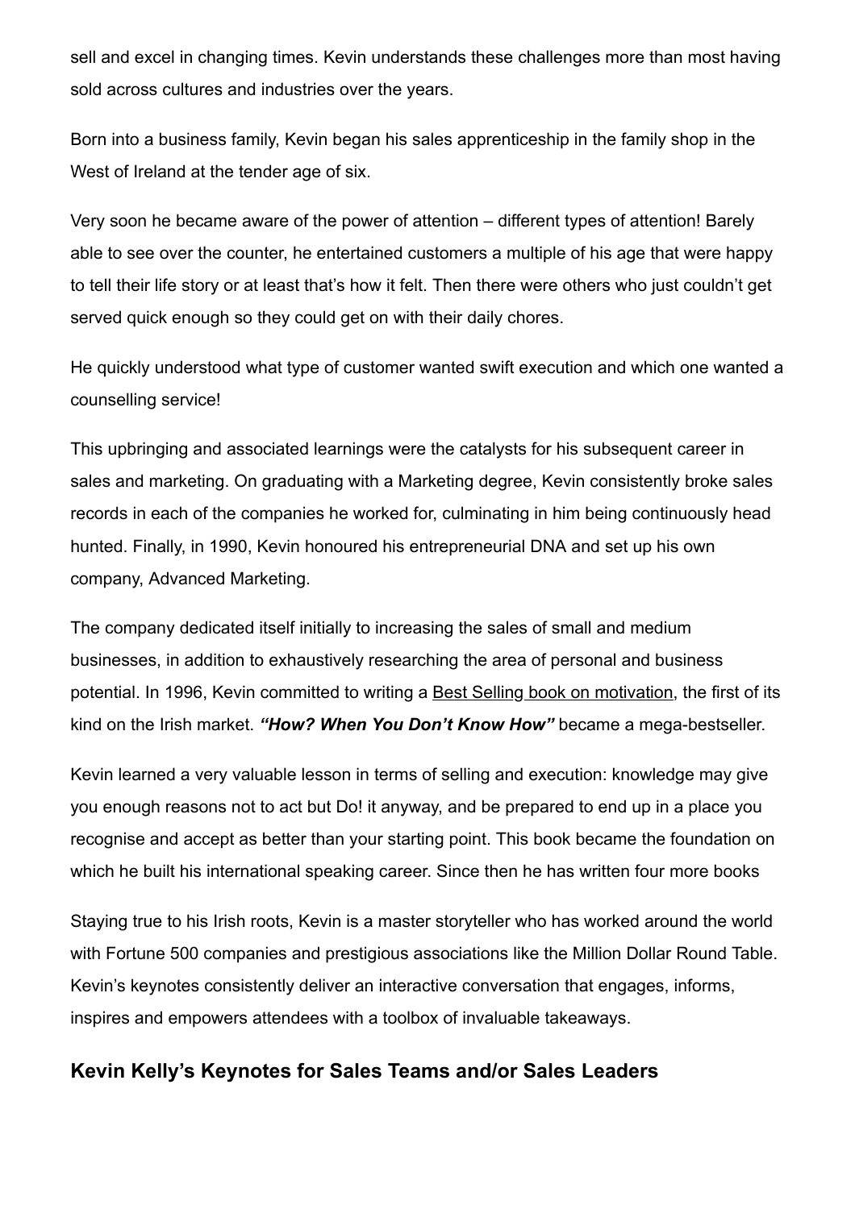sell and excel in changing times. Kevin understands these challenges more than most having sold across cultures and industries over the years.

Born into a business family, Kevin began his sales apprenticeship in the family shop in the West of Ireland at the tender age of six.

Very soon he became aware of the power of attention – different types of attention! Barely able to see over the counter, he entertained customers a multiple of his age that were happy to tell their life story or at least that's how it felt. Then there were others who just couldn't get served quick enough so they could get on with their daily chores.

He quickly understood what type of customer wanted swift execution and which one wanted a counselling service!

This upbringing and associated learnings were the catalysts for his subsequent career in sales and marketing. On graduating with a Marketing degree, Kevin consistently broke sales records in each of the companies he worked for, culminating in him being continuously head hunted. Finally, in 1990, Kevin honoured his entrepreneurial DNA and set up his own company, Advanced Marketing.

The company dedicated itself initially to increasing the sales of small and medium businesses, in addition to exhaustively researching the area of personal and business potential. In 1996, Kevin committed to writing a Best Selling book on motivation, the first of its kind on the Irish market. ***"How? When You Don't Know How"*** became a mega-bestseller.

Kevin learned a very valuable lesson in terms of selling and execution: knowledge may give you enough reasons not to act but Do! it anyway, and be prepared to end up in a place you recognise and accept as better than your starting point. This book became the foundation on which he built his international speaking career. Since then he has written four more books

Staying true to his Irish roots, Kevin is a master storyteller who has worked around the world with Fortune 500 companies and prestigious associations like the Million Dollar Round Table. Kevin's keynotes consistently deliver an interactive conversation that engages, informs, inspires and empowers attendees with a toolbox of invaluable takeaways.

## Kevin Kelly's Keynotes for Sales Teams and/or Sales Leaders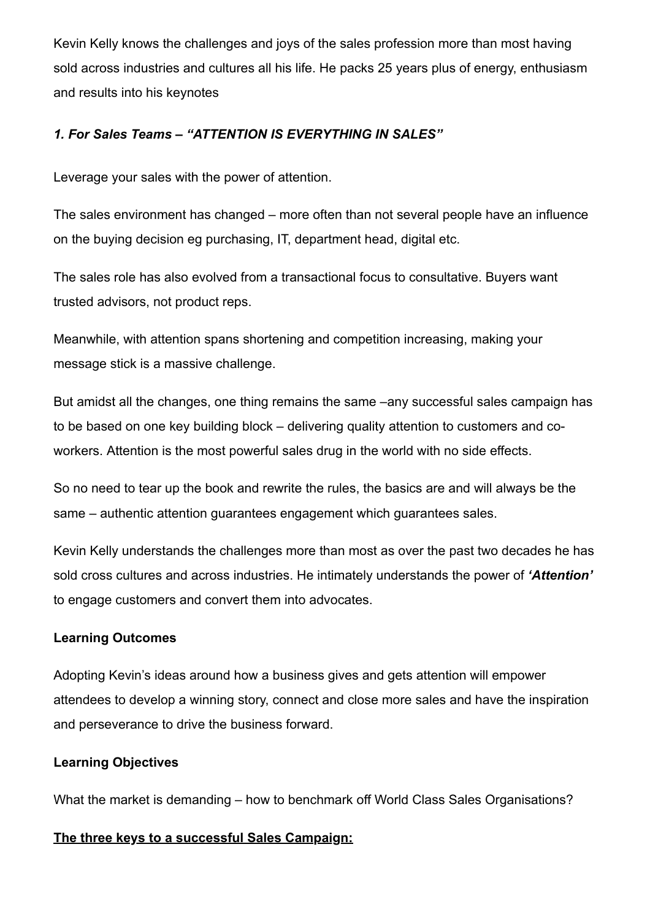Kevin Kelly knows the challenges and joys of the sales profession more than most having sold across industries and cultures all his life. He packs 25 years plus of energy, enthusiasm and results into his keynotes

### *1. For Sales Teams – "ATTENTION IS EVERYTHING IN SALES"*

Leverage your sales with the power of attention.

The sales environment has changed – more often than not several people have an influence on the buying decision eg purchasing, IT, department head, digital etc.

The sales role has also evolved from a transactional focus to consultative. Buyers want trusted advisors, not product reps.

Meanwhile, with attention spans shortening and competition increasing, making your message stick is a massive challenge.

But amidst all the changes, one thing remains the same –any successful sales campaign has to be based on one key building block – delivering quality attention to customers and co-workers. Attention is the most powerful sales drug in the world with no side effects.

So no need to tear up the book and rewrite the rules, the basics are and will always be the same – authentic attention guarantees engagement which guarantees sales.

Kevin Kelly understands the challenges more than most as over the past two decades he has sold cross cultures and across industries. He intimately understands the power of ***'Attention'*** to engage customers and convert them into advocates.

**Learning Outcomes**

Adopting Kevin's ideas around how a business gives and gets attention will empower attendees to develop a winning story, connect and close more sales and have the inspiration and perseverance to drive the business forward.

**Learning Objectives**

What the market is demanding – how to benchmark off World Class Sales Organisations?

**<u>The three keys to a successful Sales Campaign:</u>**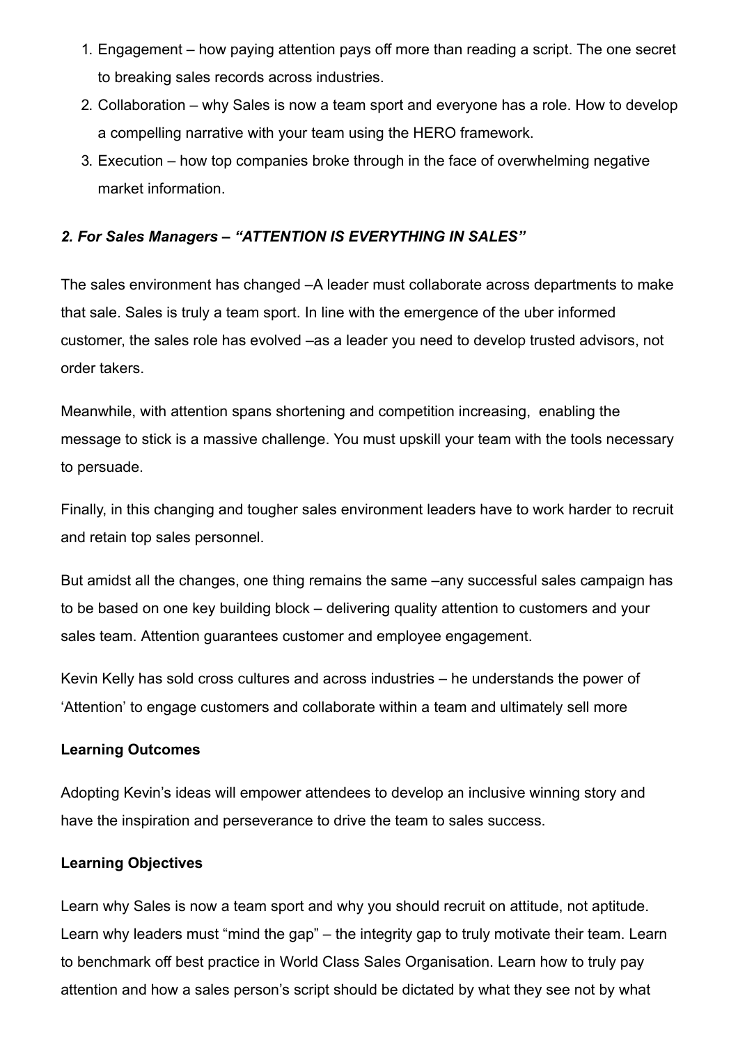1. Engagement – how paying attention pays off more than reading a script. The one secret to breaking sales records across industries.
2. Collaboration – why Sales is now a team sport and everyone has a role. How to develop a compelling narrative with your team using the HERO framework.
3. Execution – how top companies broke through in the face of overwhelming negative market information.

### *2. For Sales Managers – "ATTENTION IS EVERYTHING IN SALES"*

The sales environment has changed –A leader must collaborate across departments to make that sale. Sales is truly a team sport. In line with the emergence of the uber informed customer, the sales role has evolved –as a leader you need to develop trusted advisors, not order takers.

Meanwhile, with attention spans shortening and competition increasing, enabling the message to stick is a massive challenge. You must upskill your team with the tools necessary to persuade.

Finally, in this changing and tougher sales environment leaders have to work harder to recruit and retain top sales personnel.

But amidst all the changes, one thing remains the same –any successful sales campaign has to be based on one key building block – delivering quality attention to customers and your sales team. Attention guarantees customer and employee engagement.

Kevin Kelly has sold cross cultures and across industries – he understands the power of 'Attention' to engage customers and collaborate within a team and ultimately sell more

**Learning Outcomes**

Adopting Kevin's ideas will empower attendees to develop an inclusive winning story and have the inspiration and perseverance to drive the team to sales success.

**Learning Objectives**

Learn why Sales is now a team sport and why you should recruit on attitude, not aptitude. Learn why leaders must "mind the gap" – the integrity gap to truly motivate their team. Learn to benchmark off best practice in World Class Sales Organisation. Learn how to truly pay attention and how a sales person's script should be dictated by what they see not by what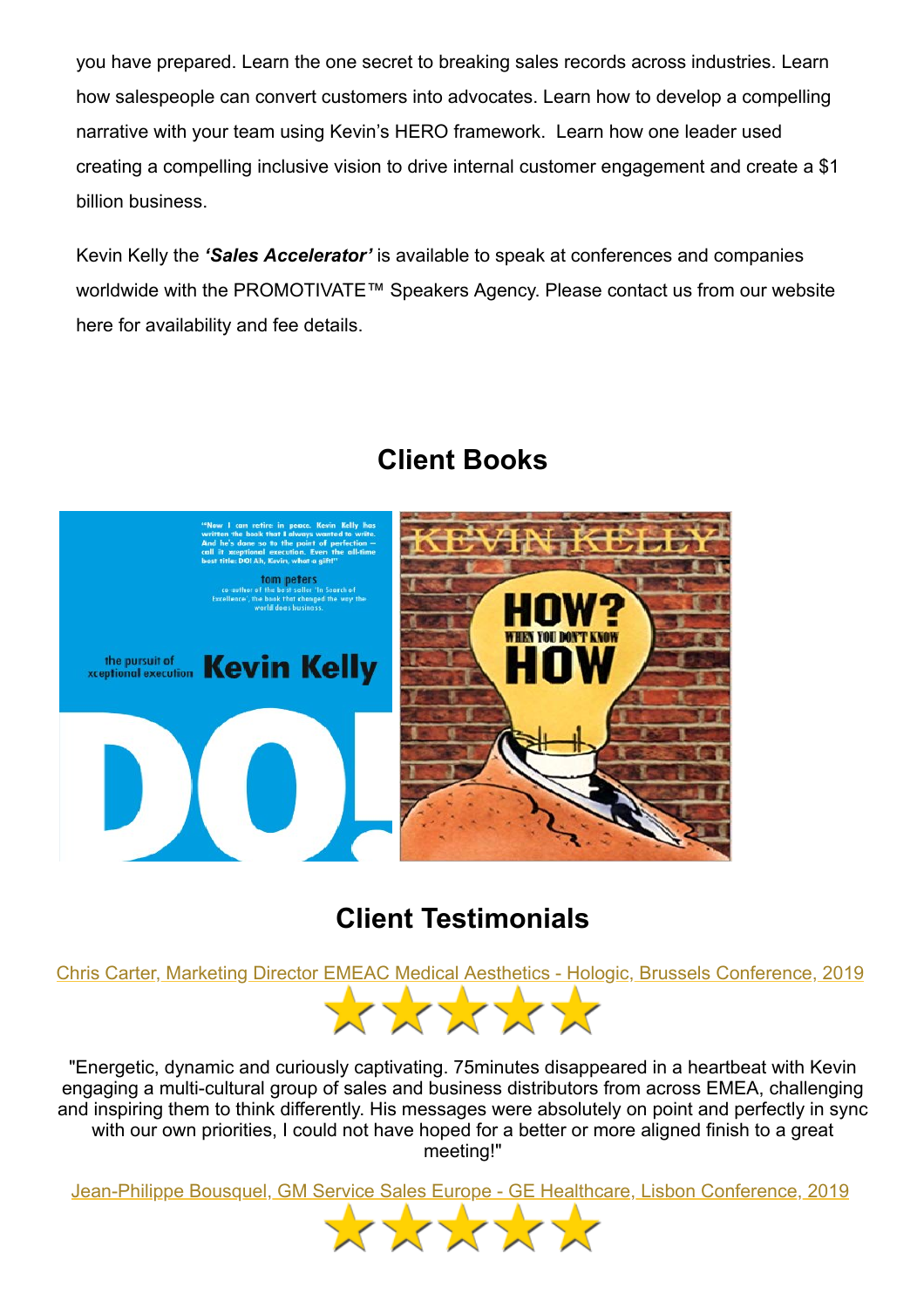you have prepared. Learn the one secret to breaking sales records across industries. Learn how salespeople can convert customers into advocates. Learn how to develop a compelling narrative with your team using Kevin's HERO framework. Learn how one leader used creating a compelling inclusive vision to drive internal customer engagement and create a $1 billion business.

Kevin Kelly the ***'Sales Accelerator'*** is available to speak at conferences and companies worldwide with the PROMOTIVATE™ Speakers Agency. Please contact us from our website here for availability and fee details.

## Client Books

## Client Testimonials

Chris Carter, Marketing Director EMEAC Medical Aesthetics - Hologic, Brussels Conference, 2019

★★★★★

"Energetic, dynamic and curiously captivating. 75minutes disappeared in a heartbeat with Kevin engaging a multi-cultural group of sales and business distributors from across EMEA, challenging and inspiring them to think differently. His messages were absolutely on point and perfectly in sync with our own priorities, I could not have hoped for a better or more aligned finish to a great meeting!"

Jean-Philippe Bousquel, GM Service Sales Europe - GE Healthcare, Lisbon Conference, 2019

★★★★★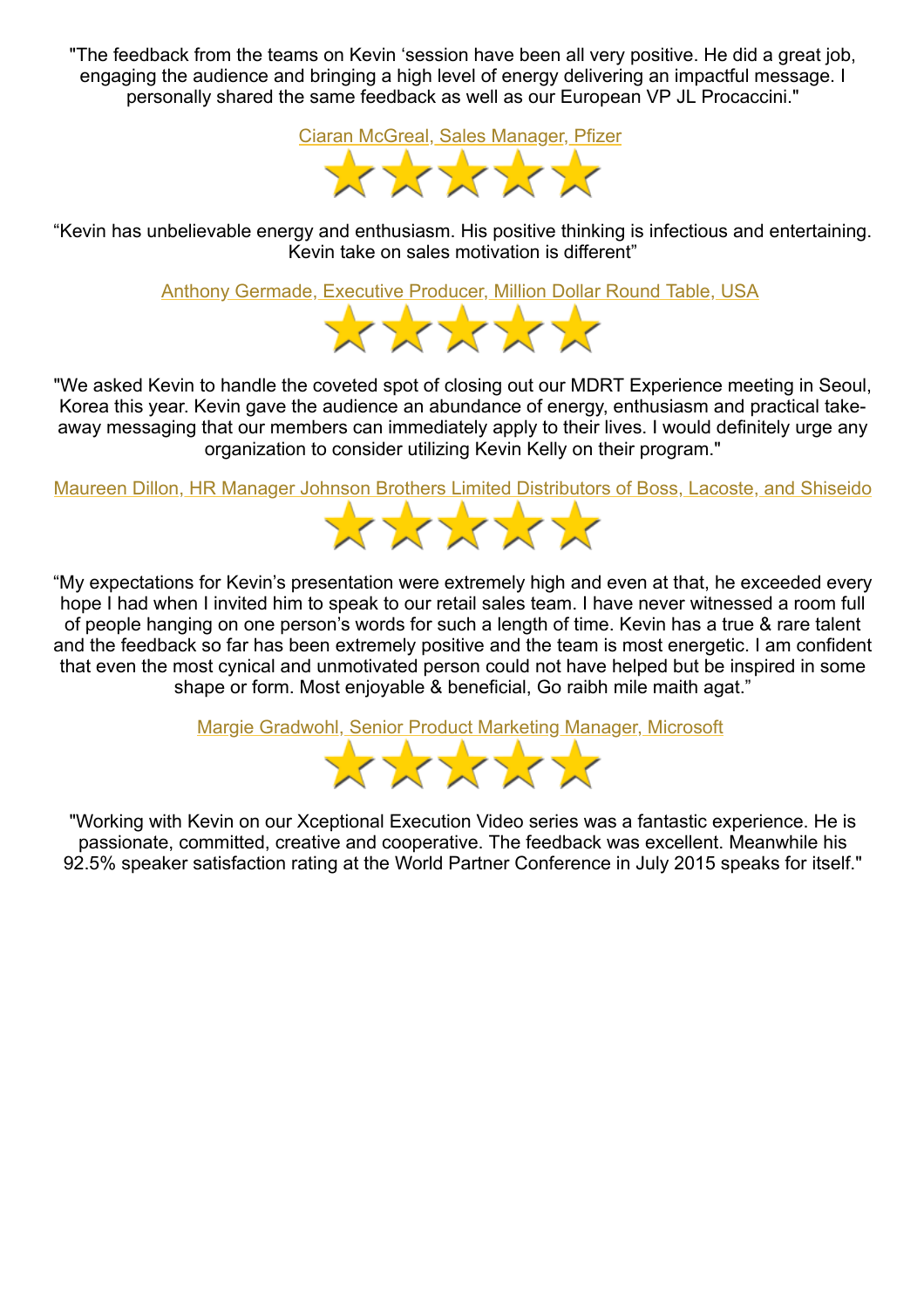"The feedback from the teams on Kevin 'session have been all very positive. He did a great job, engaging the audience and bringing a high level of energy delivering an impactful message. I personally shared the same feedback as well as our European VP JL Procaccini."

Ciaran McGreal, Sales Manager, Pfizer

"Kevin has unbelievable energy and enthusiasm. His positive thinking is infectious and entertaining. Kevin take on sales motivation is different"

Anthony Germade, Executive Producer, Million Dollar Round Table, USA

"We asked Kevin to handle the coveted spot of closing out our MDRT Experience meeting in Seoul, Korea this year. Kevin gave the audience an abundance of energy, enthusiasm and practical take-away messaging that our members can immediately apply to their lives. I would definitely urge any organization to consider utilizing Kevin Kelly on their program."

Maureen Dillon, HR Manager Johnson Brothers Limited Distributors of Boss, Lacoste, and Shiseido

"My expectations for Kevin's presentation were extremely high and even at that, he exceeded every hope I had when I invited him to speak to our retail sales team. I have never witnessed a room full of people hanging on one person's words for such a length of time. Kevin has a true & rare talent and the feedback so far has been extremely positive and the team is most energetic. I am confident that even the most cynical and unmotivated person could not have helped but be inspired in some shape or form. Most enjoyable & beneficial, Go raibh mile maith agat."

Margie Gradwohl, Senior Product Marketing Manager, Microsoft

"Working with Kevin on our Xceptional Execution Video series was a fantastic experience. He is passionate, committed, creative and cooperative. The feedback was excellent. Meanwhile his 92.5% speaker satisfaction rating at the World Partner Conference in July 2015 speaks for itself."